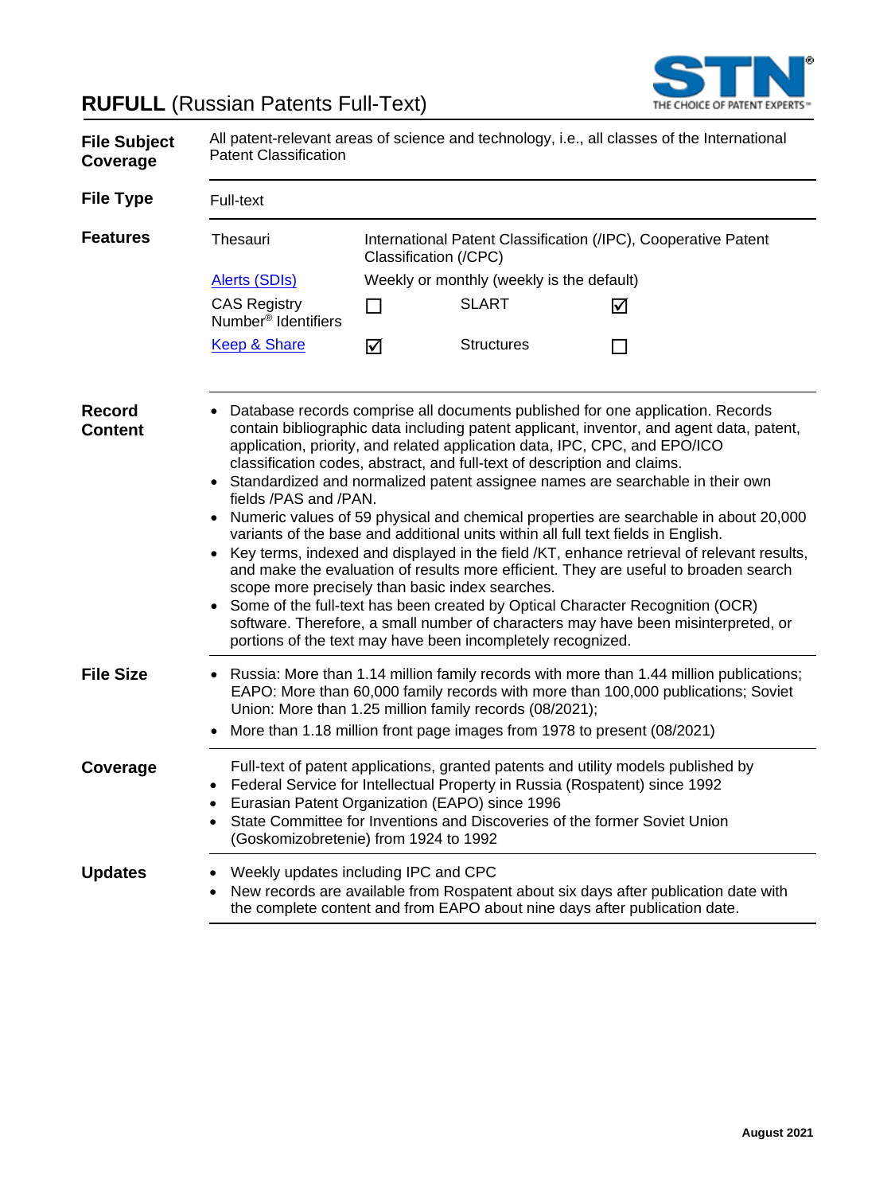# **RUFULL** (Russian Patents Full-Text)

| | |
|---|---|
| **File Subject Coverage** | All patent-relevant areas of science and technology, i.e., all classes of the International Patent Classification |
| **File Type** | Full-text |

**Features**

| | | | |
|---|---|---|---|
| Thesauri | International Patent Classification (/IPC), Cooperative Patent Classification (/CPC) | | |
| Alerts (SDIs) | Weekly or monthly (weekly is the default) | | |
| CAS Registry Number® Identifiers | ☐ | SLART | ☑ |
| Keep & Share | ☑ | Structures | ☐ |

**Record Content**

- Database records comprise all documents published for one application. Records contain bibliographic data including patent applicant, inventor, and agent data, patent, application, priority, and related application data, IPC, CPC, and EPO/ICO classification codes, abstract, and full-text of description and claims.
- Standardized and normalized patent assignee names are searchable in their own fields /PAS and /PAN.
- Numeric values of 59 physical and chemical properties are searchable in about 20,000 variants of the base and additional units within all full text fields in English.
- Key terms, indexed and displayed in the field /KT, enhance retrieval of relevant results, and make the evaluation of results more efficient. They are useful to broaden search scope more precisely than basic index searches.
- Some of the full-text has been created by Optical Character Recognition (OCR) software. Therefore, a small number of characters may have been misinterpreted, or portions of the text may have been incompletely recognized.

**File Size**

- Russia: More than 1.14 million family records with more than 1.44 million publications; EAPO: More than 60,000 family records with more than 100,000 publications; Soviet Union: More than 1.25 million family records (08/2021);
- More than 1.18 million front page images from 1978 to present (08/2021)

**Coverage**

Full-text of patent applications, granted patents and utility models published by

- Federal Service for Intellectual Property in Russia (Rospatent) since 1992
- Eurasian Patent Organization (EAPO) since 1996
- State Committee for Inventions and Discoveries of the former Soviet Union (Goskomizobretenie) from 1924 to 1992

**Updates**

- Weekly updates including IPC and CPC
- New records are available from Rospatent about six days after publication date with the complete content and from EAPO about nine days after publication date.

**August 2021**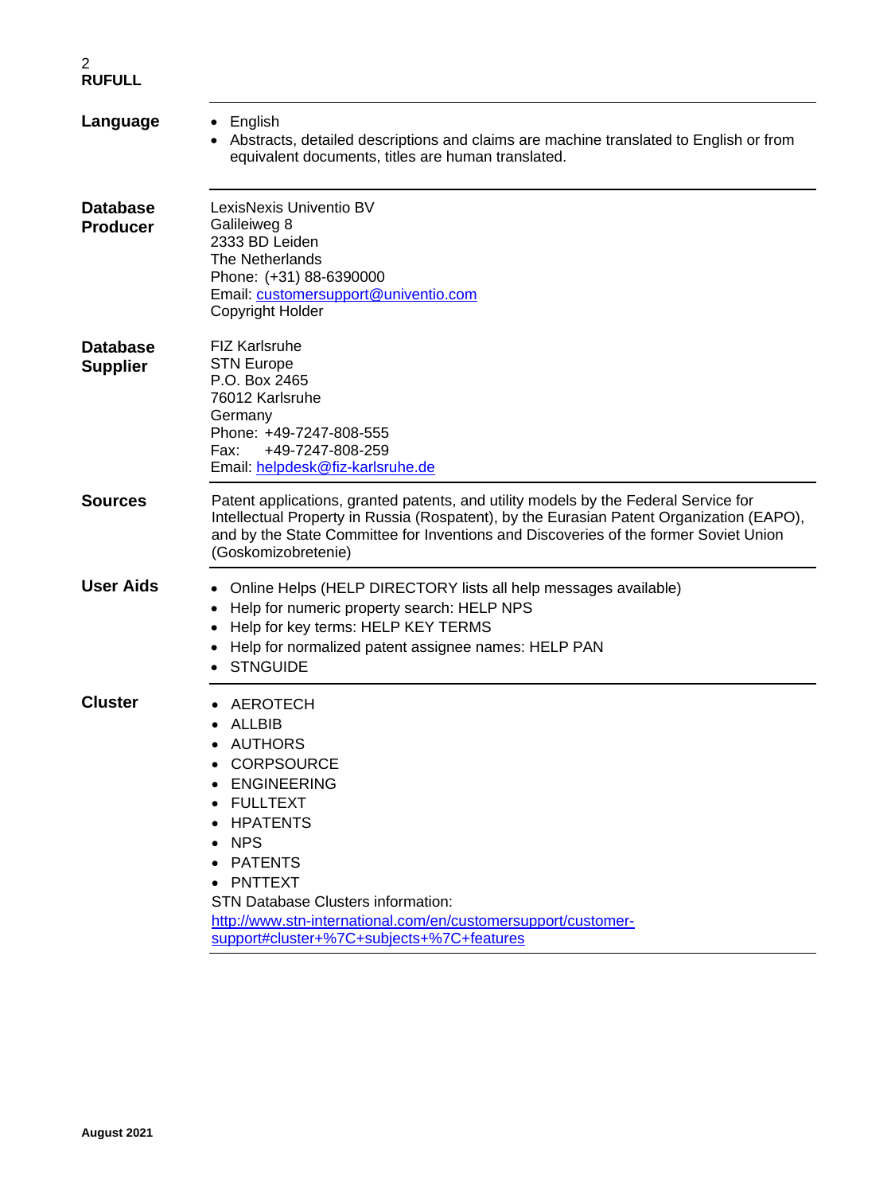## Language

- English
- Abstracts, detailed descriptions and claims are machine translated to English or from equivalent documents, titles are human translated.

## Database Producer

LexisNexis Univentio BV
Galileiweg 8
2333 BD Leiden
The Netherlands
Phone: (+31) 88-6390000
Email: customersupport@univentio.com
Copyright Holder

## Database Supplier

FIZ Karlsruhe
STN Europe
P.O. Box 2465
76012 Karlsruhe
Germany
Phone: +49-7247-808-555
Fax: +49-7247-808-259
Email: helpdesk@fiz-karlsruhe.de

## Sources

Patent applications, granted patents, and utility models by the Federal Service for Intellectual Property in Russia (Rospatent), by the Eurasian Patent Organization (EAPO), and by the State Committee for Inventions and Discoveries of the former Soviet Union (Goskomizobretenie)

## User Aids

- Online Helps (HELP DIRECTORY lists all help messages available)
- Help for numeric property search: HELP NPS
- Help for key terms: HELP KEY TERMS
- Help for normalized patent assignee names: HELP PAN
- STNGUIDE

## Cluster

- AEROTECH
- ALLBIB
- AUTHORS
- CORPSOURCE
- ENGINEERING
- FULLTEXT
- HPATENTS
- NPS
- PATENTS
- PNTTEXT

STN Database Clusters information:
http://www.stn-international.com/en/customersupport/customer-support#cluster+%7C+subjects+%7C+features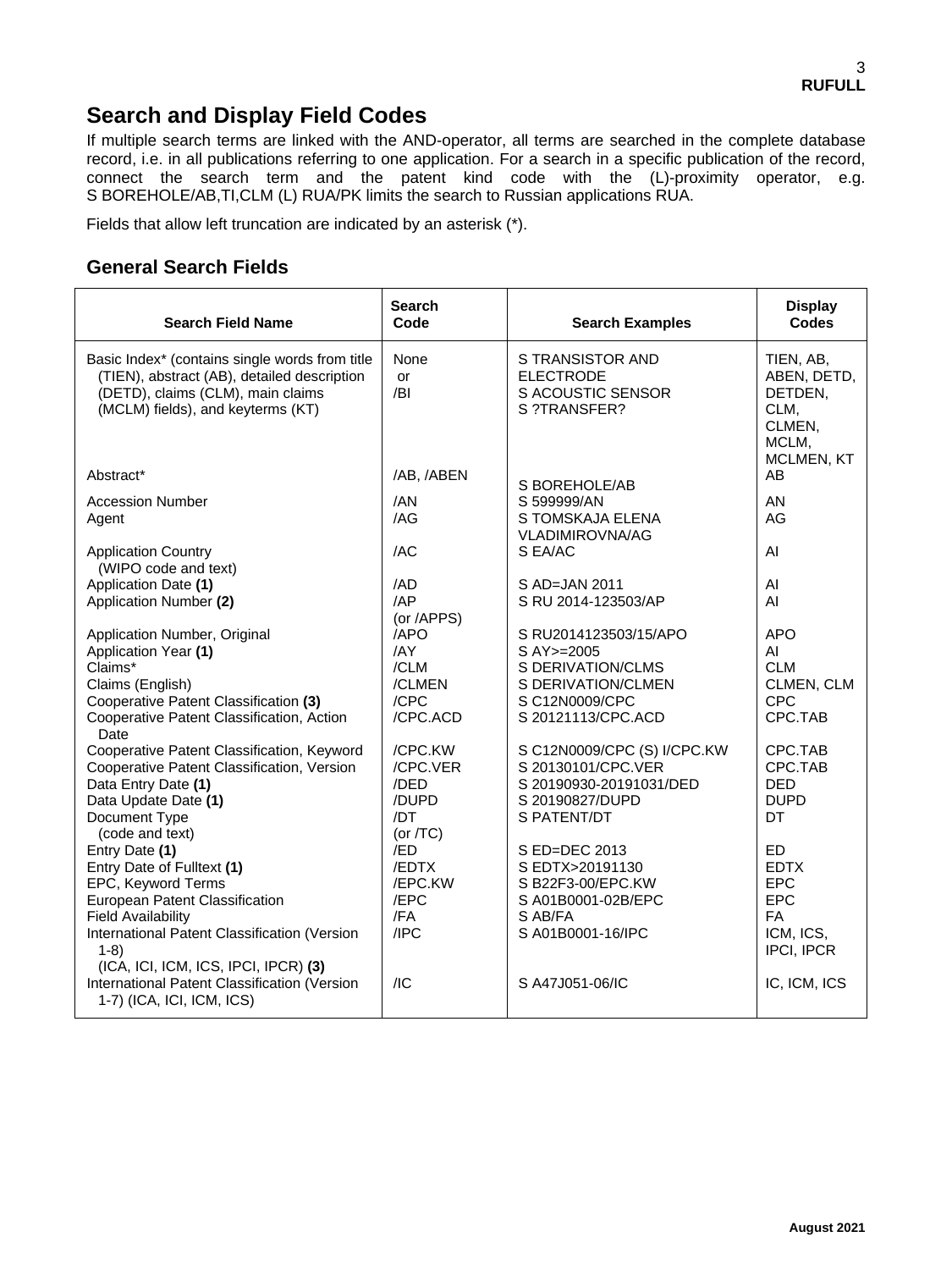# Search and Display Field Codes

If multiple search terms are linked with the AND-operator, all terms are searched in the complete database record, i.e. in all publications referring to one application. For a search in a specific publication of the record, connect the search term and the patent kind code with the (L)-proximity operator, e.g. S BOREHOLE/AB,TI,CLM (L) RUA/PK limits the search to Russian applications RUA.

Fields that allow left truncation are indicated by an asterisk (*).

## General Search Fields

| Search Field Name | Search Code | Search Examples | Display Codes |
|---|---|---|---|
| Basic Index* (contains single words from title (TIEN), abstract (AB), detailed description (DETD), claims (CLM), main claims (MCLM) fields), and keyterms (KT) | None or /BI | S TRANSISTOR AND ELECTRODE<br>S ACOUSTIC SENSOR<br>S ?TRANSFER? | TIEN, AB, ABEN, DETD, DETDEN, CLM, CLMEN, MCLM, MCLMEN, KT |
| Abstract* | /AB, /ABEN | S BOREHOLE/AB | AB |
| Accession Number | /AN | S 599999/AN | AN |
| Agent | /AG | S TOMSKAJA ELENA VLADIMIROVNA/AG | AG |
| Application Country (WIPO code and text) | /AC | S EA/AC | AI |
| Application Date **(1)** | /AD | S AD=JAN 2011 | AI |
| Application Number **(2)** | /AP (or /APPS) | S RU 2014-123503/AP | AI |
| Application Number, Original | /APO | S RU2014123503/15/APO | APO |
| Application Year **(1)** | /AY | S AY>=2005 | AI |
| Claims* | /CLM | S DERIVATION/CLMS | CLM |
| Claims (English) | /CLMEN | S DERIVATION/CLMEN | CLMEN, CLM |
| Cooperative Patent Classification **(3)** | /CPC | S C12N0009/CPC | CPC |
| Cooperative Patent Classification, Action Date | /CPC.ACD | S 20121113/CPC.ACD | CPC.TAB |
| Cooperative Patent Classification, Keyword | /CPC.KW | S C12N0009/CPC (S) I/CPC.KW | CPC.TAB |
| Cooperative Patent Classification, Version | /CPC.VER | S 20130101/CPC.VER | CPC.TAB |
| Data Entry Date **(1)** | /DED | S 20190930-20191031/DED | DED |
| Data Update Date **(1)** | /DUPD | S 20190827/DUPD | DUPD |
| Document Type (code and text) | /DT (or /TC) | S PATENT/DT | DT |
| Entry Date **(1)** | /ED | S ED=DEC 2013 | ED |
| Entry Date of Fulltext **(1)** | /EDTX | S EDTX>20191130 | EDTX |
| EPC, Keyword Terms | /EPC.KW | S B22F3-00/EPC.KW | EPC |
| European Patent Classification | /EPC | S A01B0001-02B/EPC | EPC |
| Field Availability | /FA | S AB/FA | FA |
| International Patent Classification (Version 1-8) (ICA, ICI, ICM, ICS, IPCI, IPCR) **(3)** | /IPC | S A01B0001-16/IPC | ICM, ICS, IPCI, IPCR |
| International Patent Classification (Version 1-7) (ICA, ICI, ICM, ICS) | /IC | S A47J051-06/IC | IC, ICM, ICS |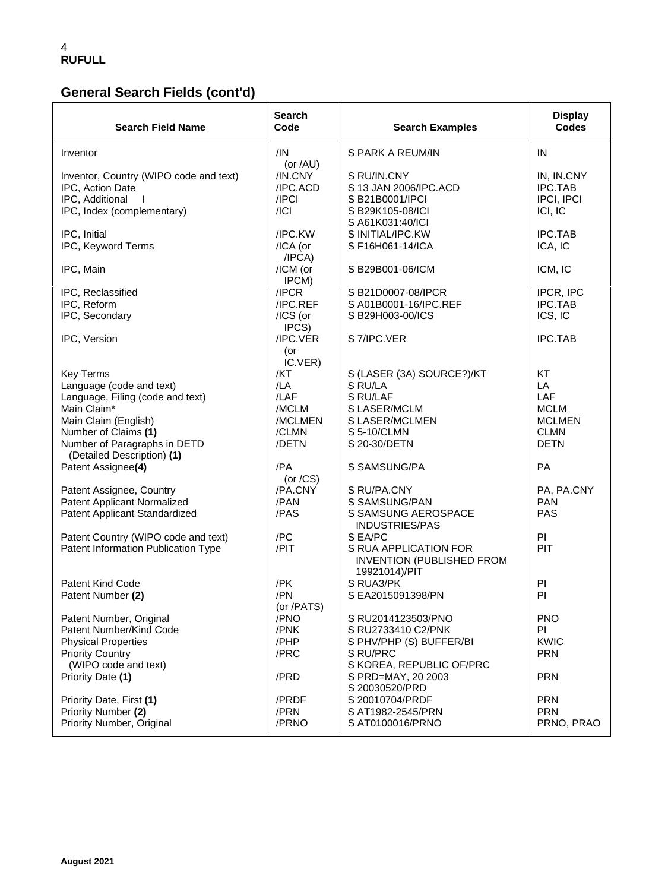## General Search Fields (cont'd)

| Search Field Name | Search Code | Search Examples | Display Codes |
|---|---|---|---|
| Inventor | /IN (or /AU) | S PARK A REUM/IN | IN |
| Inventor, Country (WIPO code and text) | /IN.CNY | S RU/IN.CNY | IN, IN.CNY |
| IPC, Action Date | /IPC.ACD | S 13 JAN 2006/IPC.ACD | IPC.TAB |
| IPC, Additional I | /IPCI | S B21B0001/IPCI | IPCI, IPCI |
| IPC, Index (complementary) | /ICI | S B29K105-08/ICI<br>S A61K031:40/ICI | ICI, IC |
| IPC, Initial | /IPC.KW | S INITIAL/IPC.KW | IPC.TAB |
| IPC, Keyword Terms | /ICA (or /IPCA) | S F16H061-14/ICA | ICA, IC |
| IPC, Main | /ICM (or IPCM) | S B29B001-06/ICM | ICM, IC |
| IPC, Reclassified | /IPCR | S B21D0007-08/IPCR | IPCR, IPC |
| IPC, Reform | /IPC.REF | S A01B0001-16/IPC.REF | IPC.TAB |
| IPC, Secondary | /ICS (or IPCS) | S B29H003-00/ICS | ICS, IC |
| IPC, Version | /IPC.VER (or IC.VER) | S 7/IPC.VER | IPC.TAB |
| Key Terms | /KT | S (LASER (3A) SOURCE?)/KT | KT |
| Language (code and text) | /LA | S RU/LA | LA |
| Language, Filing (code and text) | /LAF | S RU/LAF | LAF |
| Main Claim* | /MCLM | S LASER/MCLM | MCLM |
| Main Claim (English) | /MCLMEN | S LASER/MCLMEN | MCLMEN |
| Number of Claims **(1)** | /CLMN | S 5-10/CLMN | CLMN |
| Number of Paragraphs in DETD (Detailed Description) **(1)** | /DETN | S 20-30/DETN | DETN |
| Patent Assignee**(4)** | /PA (or /CS) | S SAMSUNG/PA | PA |
| Patent Assignee, Country | /PA.CNY | S RU/PA.CNY | PA, PA.CNY |
| Patent Applicant Normalized | /PAN | S SAMSUNG/PAN | PAN |
| Patent Applicant Standardized | /PAS | S SAMSUNG AEROSPACE INDUSTRIES/PAS | PAS |
| Patent Country (WIPO code and text) | /PC | S EA/PC | PI |
| Patent Information Publication Type | /PIT | S RUA APPLICATION FOR INVENTION (PUBLISHED FROM 19921014)/PIT | PIT |
| Patent Kind Code | /PK | S RUA3/PK | PI |
| Patent Number **(2)** | /PN (or /PATS) | S EA2015091398/PN | PI |
| Patent Number, Original | /PNO | S RU2014123503/PNO | PNO |
| Patent Number/Kind Code | /PNK | S RU2733410 C2/PNK | PI |
| Physical Properties | /PHP | S PHV/PHP (S) BUFFER/BI | KWIC |
| Priority Country (WIPO code and text) | /PRC | S RU/PRC<br>S KOREA, REPUBLIC OF/PRC | PRN |
| Priority Date **(1)** | /PRD | S PRD=MAY, 20 2003<br>S 20030520/PRD | PRN |
| Priority Date, First **(1)** | /PRDF | S 20010704/PRDF | PRN |
| Priority Number **(2)** | /PRN | S AT1982-2545/PRN | PRN |
| Priority Number, Original | /PRNO | S AT0100016/PRNO | PRNO, PRAO |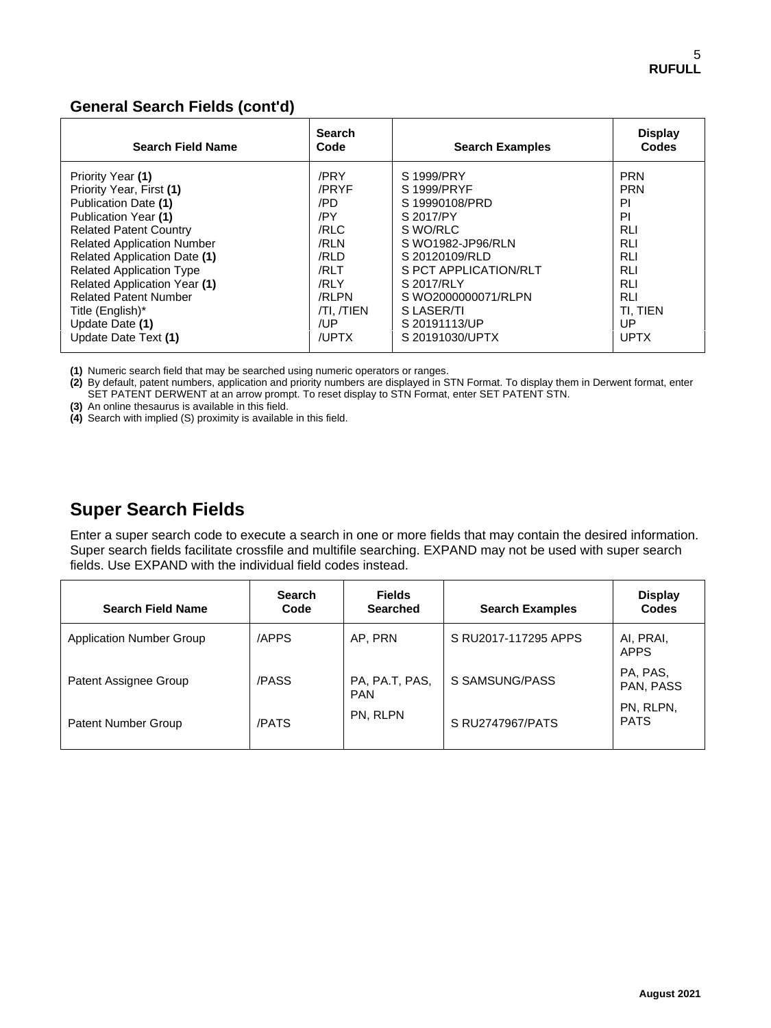## General Search Fields (cont'd)

| Search Field Name | Search Code | Search Examples | Display Codes |
|---|---|---|---|
| Priority Year **(1)** | /PRY | S 1999/PRY | PRN |
| Priority Year, First **(1)** | /PRYF | S 1999/PRYF | PRN |
| Publication Date **(1)** | /PD | S 19990108/PRD | PI |
| Publication Year **(1)** | /PY | S 2017/PY | PI |
| Related Patent Country | /RLC | S WO/RLC | RLI |
| Related Application Number | /RLN | S WO1982-JP96/RLN | RLI |
| Related Application Date **(1)** | /RLD | S 20120109/RLD | RLI |
| Related Application Type | /RLT | S PCT APPLICATION/RLT | RLI |
| Related Application Year **(1)** | /RLY | S 2017/RLY | RLI |
| Related Patent Number | /RLPN | S WO2000000071/RLPN | RLI |
| Title (English)* | /TI, /TIEN | S LASER/TI | TI, TIEN |
| Update Date **(1)** | /UP | S 20191113/UP | UP |
| Update Date Text **(1)** | /UPTX | S 20191030/UPTX | UPTX |

**(1)** Numeric search field that may be searched using numeric operators or ranges.
**(2)** By default, patent numbers, application and priority numbers are displayed in STN Format. To display them in Derwent format, enter SET PATENT DERWENT at an arrow prompt. To reset display to STN Format, enter SET PATENT STN.
**(3)** An online thesaurus is available in this field.
**(4)** Search with implied (S) proximity is available in this field.

## Super Search Fields

Enter a super search code to execute a search in one or more fields that may contain the desired information. Super search fields facilitate crossfile and multifile searching. EXPAND may not be used with super search fields. Use EXPAND with the individual field codes instead.

| Search Field Name | Search Code | Fields Searched | Search Examples | Display Codes |
|---|---|---|---|---|
| Application Number Group | /APPS | AP, PRN | S RU2017-117295 APPS | AI, PRAI, APPS |
| Patent Assignee Group | /PASS | PA, PA.T, PAS, PAN | S SAMSUNG/PASS | PA, PAS, PAN, PASS |
| Patent Number Group | /PATS | PN, RLPN | S RU2747967/PATS | PN, RLPN, PATS |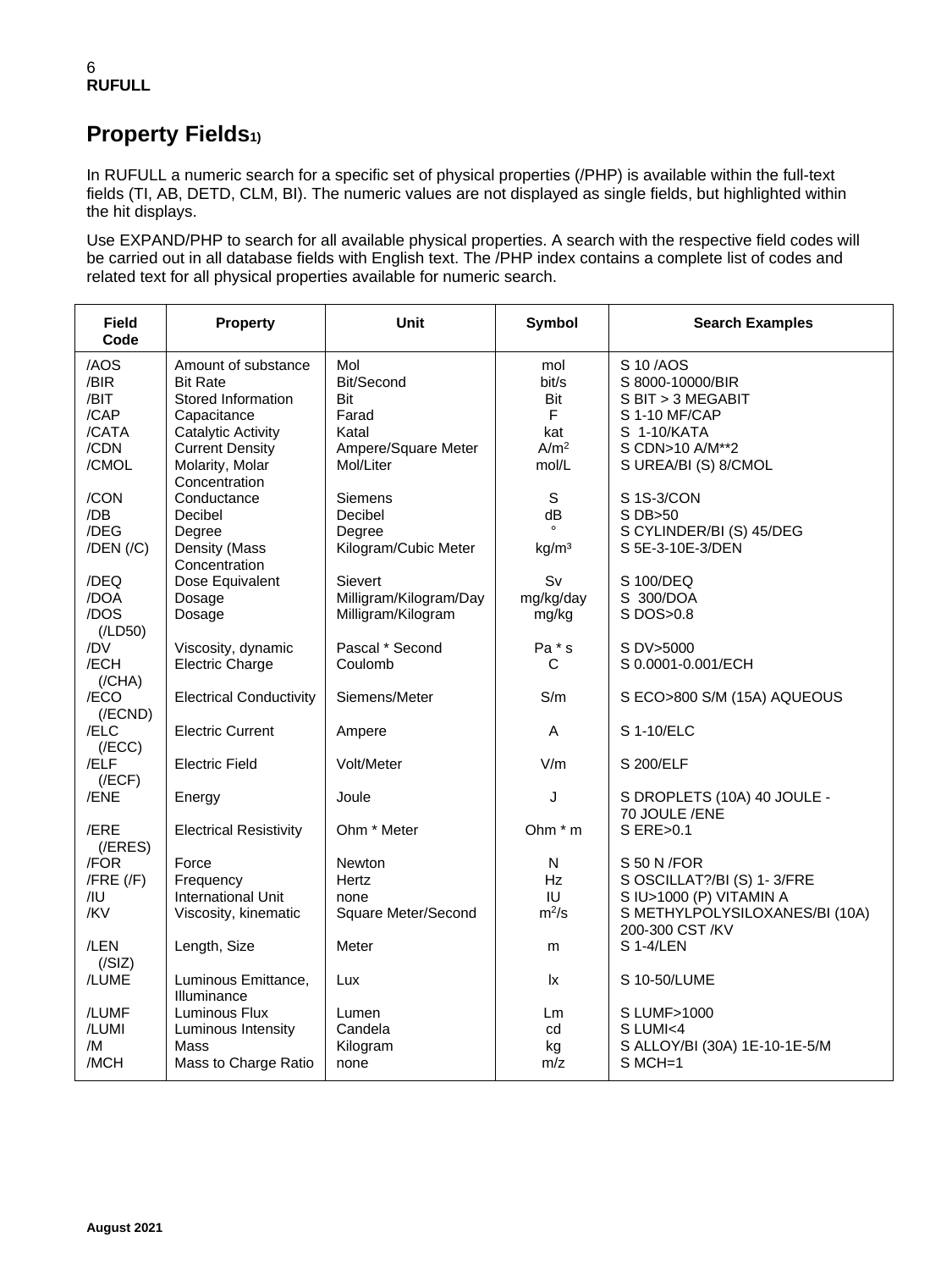# Property Fields[1)]

In RUFULL a numeric search for a specific set of physical properties (/PHP) is available within the full-text fields (TI, AB, DETD, CLM, BI). The numeric values are not displayed as single fields, but highlighted within the hit displays.

Use EXPAND/PHP to search for all available physical properties. A search with the respective field codes will be carried out in all database fields with English text. The /PHP index contains a complete list of codes and related text for all physical properties available for numeric search.

| Field Code | Property | Unit | Symbol | Search Examples |
|---|---|---|---|---|
| /AOS | Amount of substance | Mol | mol | S 10 /AOS |
| /BIR | Bit Rate | Bit/Second | bit/s | S 8000-10000/BIR |
| /BIT | Stored Information | Bit | Bit | S BIT > 3 MEGABIT |
| /CAP | Capacitance | Farad | F | S 1-10 MF/CAP |
| /CATA | Catalytic Activity | Katal | kat | S 1-10/KATA |
| /CDN | Current Density | Ampere/Square Meter | $A/m^2$ | S CDN>10 A/M**2 |
| /CMOL | Molarity, Molar Concentration | Mol/Liter | mol/L | S UREA/BI (S) 8/CMOL |
| /CON | Conductance | Siemens | S | S 1S-3/CON |
| /DB | Decibel | Decibel | dB | S DB>50 |
| /DEG | Degree | Degree | ° | S CYLINDER/BI (S) 45/DEG |
| /DEN (/C) | Density (Mass Concentration | Kilogram/Cubic Meter | $kg/m^3$ | S 5E-3-10E-3/DEN |
| /DEQ | Dose Equivalent | Sievert | Sv | S 100/DEQ |
| /DOA | Dosage | Milligram/Kilogram/Day | mg/kg/day | S 300/DOA |
| /DOS (/LD50) | Dosage | Milligram/Kilogram | mg/kg | S DOS>0.8 |
| /DV | Viscosity, dynamic | Pascal * Second | Pa * s | S DV>5000 |
| /ECH (/CHA) | Electric Charge | Coulomb | C | S 0.0001-0.001/ECH |
| /ECO (/ECND) | Electrical Conductivity | Siemens/Meter | S/m | S ECO>800 S/M (15A) AQUEOUS |
| /ELC (/ECC) | Electric Current | Ampere | A | S 1-10/ELC |
| /ELF (/ECF) | Electric Field | Volt/Meter | V/m | S 200/ELF |
| /ENE | Energy | Joule | J | S DROPLETS (10A) 40 JOULE - 70 JOULE /ENE |
| /ERE (/ERES) | Electrical Resistivity | Ohm * Meter | Ohm * m | S ERE>0.1 |
| /FOR | Force | Newton | N | S 50 N /FOR |
| /FRE (/F) | Frequency | Hertz | Hz | S OSCILLAT?/BI (S) 1- 3/FRE |
| /IU | International Unit | none | IU | S IU>1000 (P) VITAMIN A |
| /KV | Viscosity, kinematic | Square Meter/Second | $m^2/s$ | S METHYLPOLYSILOXANES/BI (10A) 200-300 CST /KV |
| /LEN (/SIZ) | Length, Size | Meter | m | S 1-4/LEN |
| /LUME | Luminous Emittance, Illuminance | Lux | lx | S 10-50/LUME |
| /LUMF | Luminous Flux | Lumen | Lm | S LUMF>1000 |
| /LUMI | Luminous Intensity | Candela | cd | S LUMI<4 |
| /M | Mass | Kilogram | kg | S ALLOY/BI (30A) 1E-10-1E-5/M |
| /MCH | Mass to Charge Ratio | none | m/z | S MCH=1 |

August 2021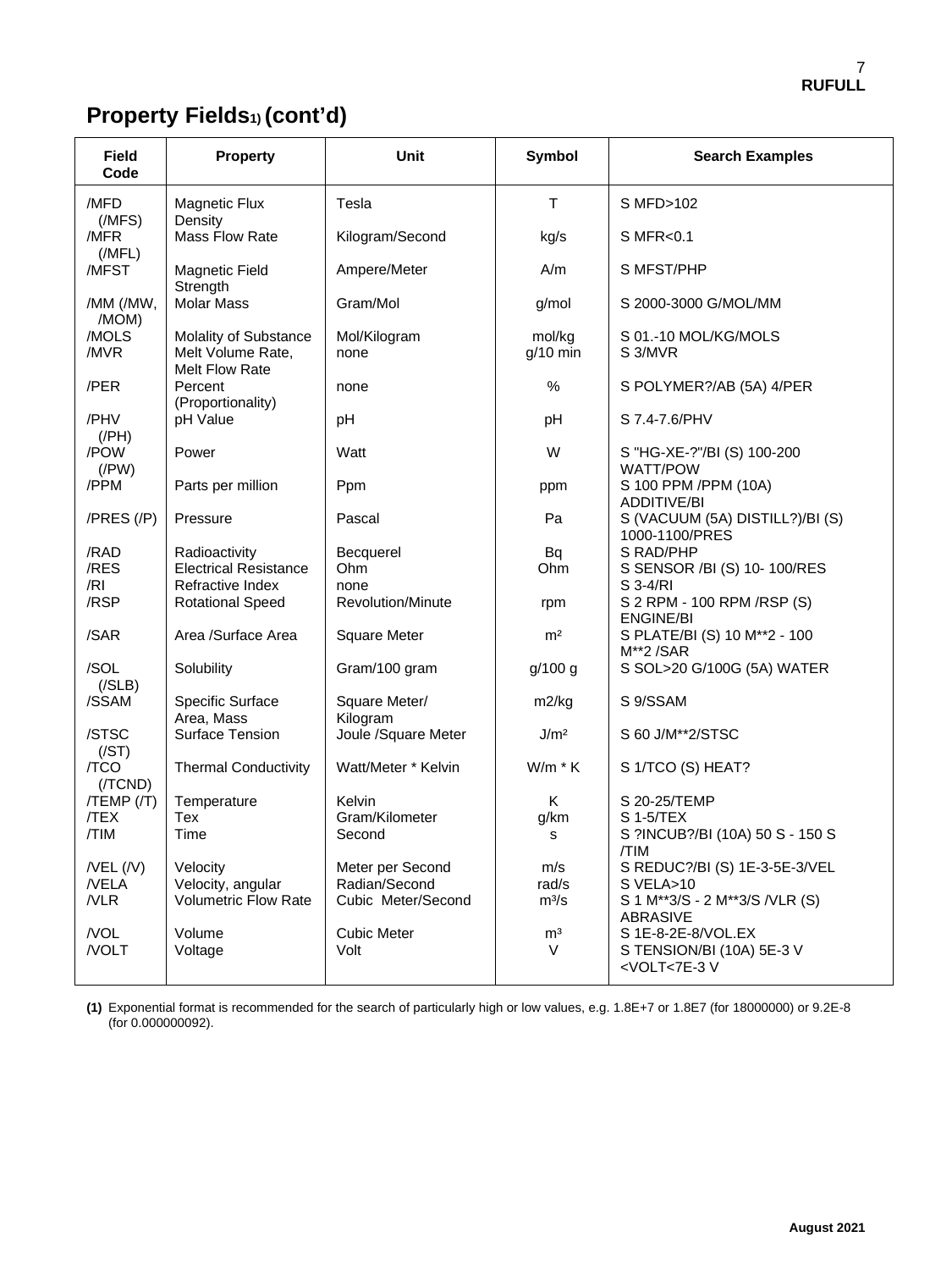## Property Fields[1] (cont'd)

| Field Code | Property | Unit | Symbol | Search Examples |
|---|---|---|---|---|
| /MFD (/MFS) | Magnetic Flux Density | Tesla | T | S MFD>102 |
| /MFR (/MFL) | Mass Flow Rate | Kilogram/Second | kg/s | S MFR<0.1 |
| /MFST | Magnetic Field Strength | Ampere/Meter | A/m | S MFST/PHP |
| /MM (/MW, /MOM) | Molar Mass | Gram/Mol | g/mol | S 2000-3000 G/MOL/MM |
| /MOLS | Molality of Substance | Mol/Kilogram | mol/kg | S 01.-10 MOL/KG/MOLS |
| /MVR | Melt Volume Rate, Melt Flow Rate | none | g/10 min | S 3/MVR |
| /PER | Percent (Proportionality) | none | % | S POLYMER?/AB (5A) 4/PER |
| /PHV (/PH) | pH Value | pH | pH | S 7.4-7.6/PHV |
| /POW (/PW) | Power | Watt | W | S "HG-XE-?"/BI (S) 100-200 WATT/POW |
| /PPM | Parts per million | Ppm | ppm | S 100 PPM /PPM (10A) ADDITIVE/BI |
| /PRES (/P) | Pressure | Pascal | Pa | S (VACUUM (5A) DISTILL?)/BI (S) 1000-1100/PRES |
| /RAD | Radioactivity | Becquerel | Bq | S RAD/PHP |
| /RES | Electrical Resistance | Ohm | Ohm | S SENSOR /BI (S) 10- 100/RES |
| /RI | Refractive Index | none | | S 3-4/RI |
| /RSP | Rotational Speed | Revolution/Minute | rpm | S 2 RPM - 100 RPM /RSP (S) ENGINE/BI |
| /SAR | Area /Surface Area | Square Meter | $m^2$ | S PLATE/BI (S) 10 M**2 - 100 M**2 /SAR |
| /SOL (/SLB) | Solubility | Gram/100 gram | g/100 g | S SOL>20 G/100G (5A) WATER |
| /SSAM | Specific Surface Area, Mass | Square Meter/ Kilogram | m2/kg | S 9/SSAM |
| /STSC (/ST) | Surface Tension | Joule /Square Meter | $J/m^2$ | S 60 J/M**2/STSC |
| /TCO (/TCND) | Thermal Conductivity | Watt/Meter * Kelvin | W/m * K | S 1/TCO (S) HEAT? |
| /TEMP (/T) | Temperature | Kelvin | K | S 20-25/TEMP |
| /TEX | Tex | Gram/Kilometer | g/km | S 1-5/TEX |
| /TIM | Time | Second | s | S ?INCUB?/BI (10A) 50 S - 150 S /TIM |
| /VEL (/V) | Velocity | Meter per Second | m/s | S REDUC?/BI (S) 1E-3-5E-3/VEL |
| /VELA | Velocity, angular | Radian/Second | rad/s | S VELA>10 |
| /VLR | Volumetric Flow Rate | Cubic Meter/Second | $m^3/s$ | S 1 M**3/S - 2 M**3/S /VLR (S) ABRASIVE |
| /VOL | Volume | Cubic Meter | $m^3$ | S 1E-8-2E-8/VOL.EX |
| /VOLT | Voltage | Volt | V | S TENSION/BI (10A) 5E-3 V <VOLT<7E-3 V |

**(1)** Exponential format is recommended for the search of particularly high or low values, e.g. 1.8E+7 or 1.8E7 (for 18000000) or 9.2E-8 (for 0.000000092).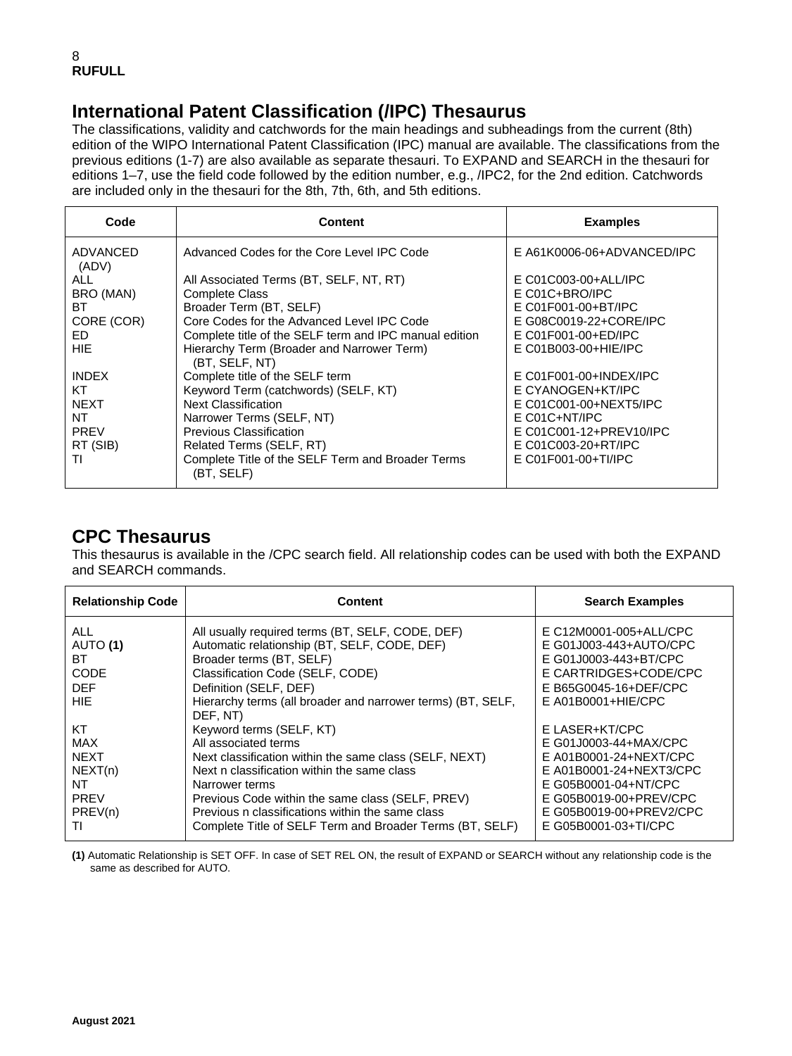## International Patent Classification (/IPC) Thesaurus

The classifications, validity and catchwords for the main headings and subheadings from the current (8th) edition of the WIPO International Patent Classification (IPC) manual are available. The classifications from the previous editions (1-7) are also available as separate thesauri. To EXPAND and SEARCH in the thesauri for editions 1–7, use the field code followed by the edition number, e.g., /IPC2, for the 2nd edition. Catchwords are included only in the thesauri for the 8th, 7th, 6th, and 5th editions.

| Code | Content | Examples |
|---|---|---|
| ADVANCED (ADV) | Advanced Codes for the Core Level IPC Code | E A61K0006-06+ADVANCED/IPC |
| ALL | All Associated Terms (BT, SELF, NT, RT) | E C01C003-00+ALL/IPC |
| BRO (MAN) | Complete Class | E C01C+BRO/IPC |
| BT | Broader Term (BT, SELF) | E C01F001-00+BT/IPC |
| CORE (COR) | Core Codes for the Advanced Level IPC Code | E G08C0019-22+CORE/IPC |
| ED | Complete title of the SELF term and IPC manual edition | E C01F001-00+ED/IPC |
| HIE | Hierarchy Term (Broader and Narrower Term) (BT, SELF, NT) | E C01B003-00+HIE/IPC |
| INDEX | Complete title of the SELF term | E C01F001-00+INDEX/IPC |
| KT | Keyword Term (catchwords) (SELF, KT) | E CYANOGEN+KT/IPC |
| NEXT | Next Classification | E C01C001-00+NEXT5/IPC |
| NT | Narrower Terms (SELF, NT) | E C01C+NT/IPC |
| PREV | Previous Classification | E C01C001-12+PREV10/IPC |
| RT (SIB) | Related Terms (SELF, RT) | E C01C003-20+RT/IPC |
| TI | Complete Title of the SELF Term and Broader Terms (BT, SELF) | E C01F001-00+TI/IPC |

## CPC Thesaurus

This thesaurus is available in the /CPC search field. All relationship codes can be used with both the EXPAND and SEARCH commands.

| Relationship Code | Content | Search Examples |
|---|---|---|
| ALL | All usually required terms (BT, SELF, CODE, DEF) | E C12M0001-005+ALL/CPC |
| AUTO **(1)** | Automatic relationship (BT, SELF, CODE, DEF) | E G01J003-443+AUTO/CPC |
| BT | Broader terms (BT, SELF) | E G01J0003-443+BT/CPC |
| CODE | Classification Code (SELF, CODE) | E CARTRIDGES+CODE/CPC |
| DEF | Definition (SELF, DEF) | E B65G0045-16+DEF/CPC |
| HIE | Hierarchy terms (all broader and narrower terms) (BT, SELF, DEF, NT) | E A01B0001+HIE/CPC |
| KT | Keyword terms (SELF, KT) | E LASER+KT/CPC |
| MAX | All associated terms | E G01J0003-44+MAX/CPC |
| NEXT | Next classification within the same class (SELF, NEXT) | E A01B0001-24+NEXT/CPC |
| NEXT(n) | Next n classification within the same class | E A01B0001-24+NEXT3/CPC |
| NT | Narrower terms | E G05B0001-04+NT/CPC |
| PREV | Previous Code within the same class (SELF, PREV) | E G05B0019-00+PREV/CPC |
| PREV(n) | Previous n classifications within the same class | E G05B0019-00+PREV2/CPC |
| TI | Complete Title of SELF Term and Broader Terms (BT, SELF) | E G05B0001-03+TI/CPC |

**(1)** Automatic Relationship is SET OFF. In case of SET REL ON, the result of EXPAND or SEARCH without any relationship code is the same as described for AUTO.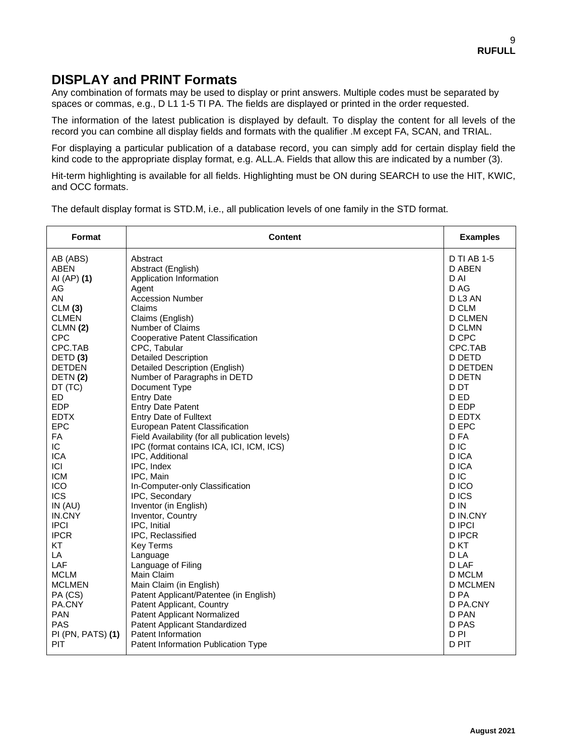# DISPLAY and PRINT Formats

Any combination of formats may be used to display or print answers. Multiple codes must be separated by spaces or commas, e.g., D L1 1-5 TI PA. The fields are displayed or printed in the order requested.

The information of the latest publication is displayed by default. To display the content for all levels of the record you can combine all display fields and formats with the qualifier .M except FA, SCAN, and TRIAL.

For displaying a particular publication of a database record, you can simply add for certain display field the kind code to the appropriate display format, e.g. ALL.A. Fields that allow this are indicated by a number (3).

Hit-term highlighting is available for all fields. Highlighting must be ON during SEARCH to use the HIT, KWIC, and OCC formats.

The default display format is STD.M, i.e., all publication levels of one family in the STD format.

| Format | Content | Examples |
|---|---|---|
| AB (ABS) | Abstract | D TI AB 1-5 |
| ABEN | Abstract (English) | D ABEN |
| AI (AP) **(1)** | Application Information | D AI |
| AG | Agent | D AG |
| AN | Accession Number | D L3 AN |
| CLM **(3)** | Claims | D CLM |
| CLMEN | Claims (English) | D CLMEN |
| CLMN **(2)** | Number of Claims | D CLMN |
| CPC | Cooperative Patent Classification | D CPC |
| CPC.TAB | CPC, Tabular | CPC.TAB |
| DETD **(3)** | Detailed Description | D DETD |
| DETDEN | Detailed Description (English) | D DETDEN |
| DETN **(2)** | Number of Paragraphs in DETD | D DETN |
| DT (TC) | Document Type | D DT |
| ED | Entry Date | D ED |
| EDP | Entry Date Patent | D EDP |
| EDTX | Entry Date of Fulltext | D EDTX |
| EPC | European Patent Classification | D EPC |
| FA | Field Availability (for all publication levels) | D FA |
| IC | IPC (format contains ICA, ICI, ICM, ICS) | D IC |
| ICA | IPC, Additional | D ICA |
| ICI | IPC, Index | D ICA |
| ICM | IPC, Main | D IC |
| ICO | In-Computer-only Classification | D ICO |
| ICS | IPC, Secondary | D ICS |
| IN (AU) | Inventor (in English) | D IN |
| IN.CNY | Inventor, Country | D IN.CNY |
| IPCI | IPC, Initial | D IPCI |
| IPCR | IPC, Reclassified | D IPCR |
| KT | Key Terms | D KT |
| LA | Language | D LA |
| LAF | Language of Filing | D LAF |
| MCLM | Main Claim | D MCLM |
| MCLMEN | Main Claim (in English) | D MCLMEN |
| PA (CS) | Patent Applicant/Patentee (in English) | D PA |
| PA.CNY | Patent Applicant, Country | D PA.CNY |
| PAN | Patent Applicant Normalized | D PAN |
| PAS | Patent Applicant Standardized | D PAS |
| PI (PN, PATS) **(1)** | Patent Information | D PI |
| PIT | Patent Information Publication Type | D PIT |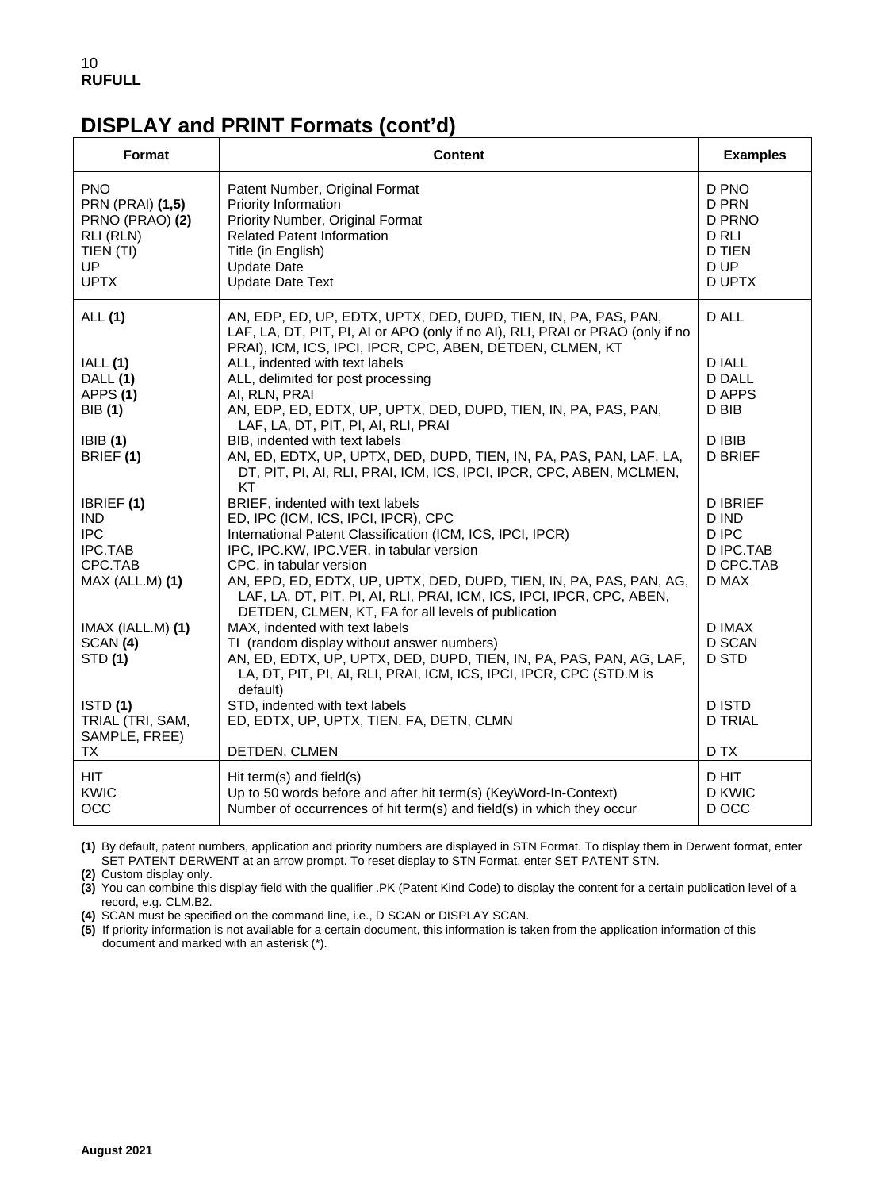# DISPLAY and PRINT Formats (cont'd)

| Format | Content | Examples |
|---|---|---|
| PNO | Patent Number, Original Format | D PNO |
| PRN (PRAI) **(1,5)** | Priority Information | D PRN |
| PRNO (PRAO) **(2)** | Priority Number, Original Format | D PRNO |
| RLI (RLN) | Related Patent Information | D RLI |
| TIEN (TI) | Title (in English) | D TIEN |
| UP | Update Date | D UP |
| UPTX | Update Date Text | D UPTX |
| ALL **(1)** | AN, EDP, ED, UP, EDTX, UPTX, DED, DUPD, TIEN, IN, PA, PAS, PAN, LAF, LA, DT, PIT, PI, AI or APO (only if no AI), RLI, PRAI or PRAO (only if no PRAI), ICM, ICS, IPCI, IPCR, CPC, ABEN, DETDEN, CLMEN, KT | D ALL |
| IALL **(1)** | ALL, indented with text labels | D IALL |
| DALL **(1)** | ALL, delimited for post processing | D DALL |
| APPS **(1)** | AI, RLN, PRAI | D APPS |
| BIB **(1)** | AN, EDP, ED, EDTX, UP, UPTX, DED, DUPD, TIEN, IN, PA, PAS, PAN, LAF, LA, DT, PIT, PI, AI, RLI, PRAI | D BIB |
| IBIB **(1)** | BIB, indented with text labels | D IBIB |
| BRIEF **(1)** | AN, ED, EDTX, UP, UPTX, DED, DUPD, TIEN, IN, PA, PAS, PAN, LAF, LA, DT, PIT, PI, AI, RLI, PRAI, ICM, ICS, IPCI, IPCR, CPC, ABEN, MCLMEN, KT | D BRIEF |
| IBRIEF **(1)** | BRIEF, indented with text labels | D IBRIEF |
| IND | ED, IPC (ICM, ICS, IPCI, IPCR), CPC | D IND |
| IPC | International Patent Classification (ICM, ICS, IPCI, IPCR) | D IPC |
| IPC.TAB | IPC, IPC.KW, IPC.VER, in tabular version | D IPC.TAB |
| CPC.TAB | CPC, in tabular version | D CPC.TAB |
| MAX (ALL.M) **(1)** | AN, EPD, ED, EDTX, UP, UPTX, DED, DUPD, TIEN, IN, PA, PAS, PAN, AG, LAF, LA, DT, PIT, PI, AI, RLI, PRAI, ICM, ICS, IPCI, IPCR, CPC, ABEN, DETDEN, CLMEN, KT, FA for all levels of publication | D MAX |
| IMAX (IALL.M) **(1)** | MAX, indented with text labels | D IMAX |
| SCAN **(4)** | TI (random display without answer numbers) | D SCAN |
| STD **(1)** | AN, ED, EDTX, UP, UPTX, DED, DUPD, TIEN, IN, PA, PAS, PAN, AG, LAF, LA, DT, PIT, PI, AI, RLI, PRAI, ICM, ICS, IPCI, IPCR, CPC (STD.M is default) | D STD |
| ISTD **(1)** | STD, indented with text labels | D ISTD |
| TRIAL (TRI, SAM, SAMPLE, FREE) | ED, EDTX, UP, UPTX, TIEN, FA, DETN, CLMN | D TRIAL |
| TX | DETDEN, CLMEN | D TX |
| HIT | Hit term(s) and field(s) | D HIT |
| KWIC | Up to 50 words before and after hit term(s) (KeyWord-In-Context) | D KWIC |
| OCC | Number of occurrences of hit term(s) and field(s) in which they occur | D OCC |

**(1)** By default, patent numbers, application and priority numbers are displayed in STN Format. To display them in Derwent format, enter SET PATENT DERWENT at an arrow prompt. To reset display to STN Format, enter SET PATENT STN.

**(2)** Custom display only.

**(3)** You can combine this display field with the qualifier .PK (Patent Kind Code) to display the content for a certain publication level of a record, e.g. CLM.B2.

**(4)** SCAN must be specified on the command line, i.e., D SCAN or DISPLAY SCAN.

**(5)** If priority information is not available for a certain document, this information is taken from the application information of this document and marked with an asterisk (*).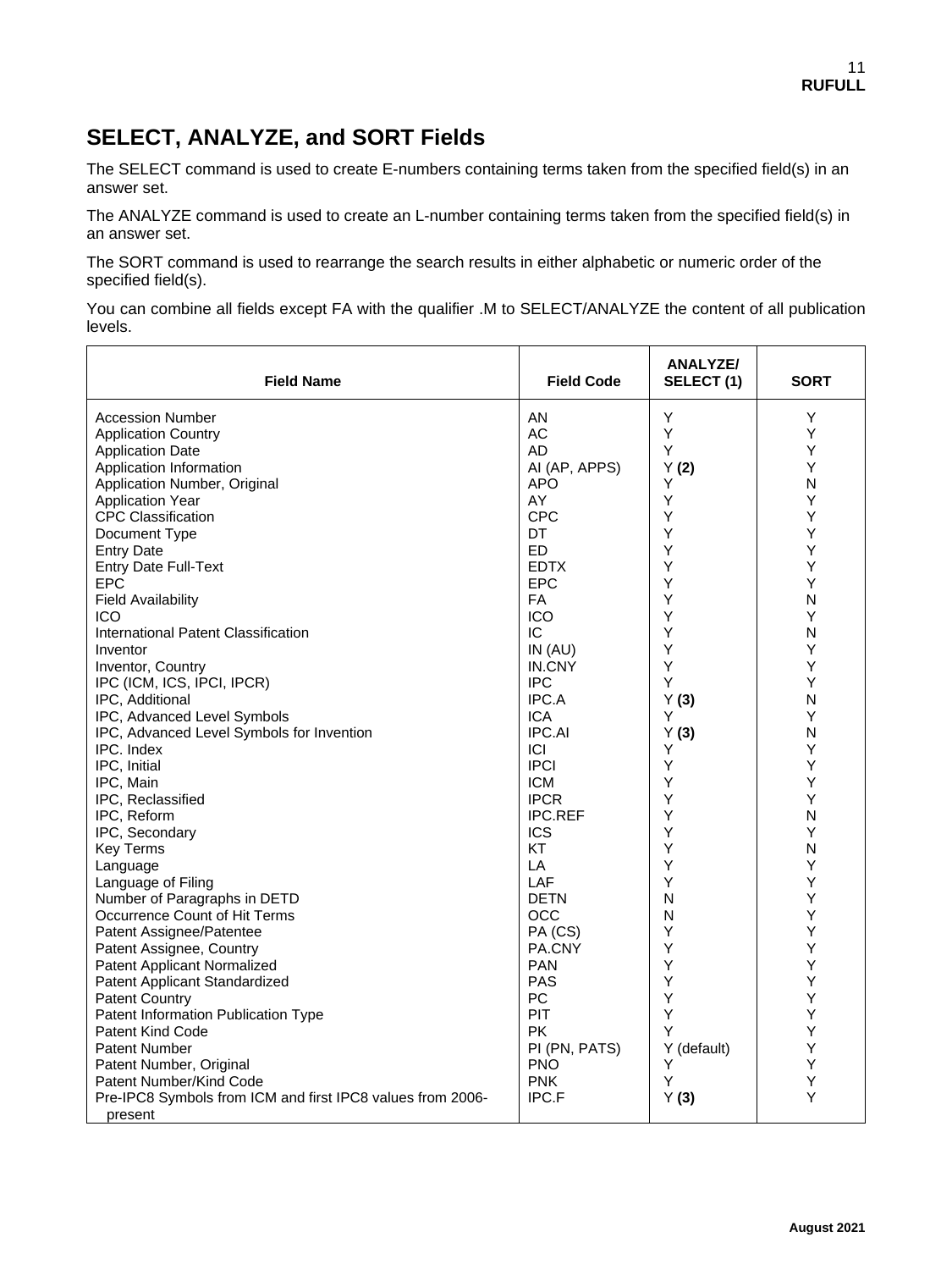## SELECT, ANALYZE, and SORT Fields

The SELECT command is used to create E-numbers containing terms taken from the specified field(s) in an answer set.

The ANALYZE command is used to create an L-number containing terms taken from the specified field(s) in an answer set.

The SORT command is used to rearrange the search results in either alphabetic or numeric order of the specified field(s).

You can combine all fields except FA with the qualifier .M to SELECT/ANALYZE the content of all publication levels.

| Field Name | Field Code | ANALYZE/ SELECT (1) | SORT |
|---|---|---|---|
| Accession Number | AN | Y | Y |
| Application Country | AC | Y | Y |
| Application Date | AD | Y | Y |
| Application Information | AI (AP, APPS) | Y **(2)** | Y |
| Application Number, Original | APO | Y | N |
| Application Year | AY | Y | Y |
| CPC Classification | CPC | Y | Y |
| Document Type | DT | Y | Y |
| Entry Date | ED | Y | Y |
| Entry Date Full-Text | EDTX | Y | Y |
| EPC | EPC | Y | Y |
| Field Availability | FA | Y | N |
| ICO | ICO | Y | Y |
| International Patent Classification | IC | Y | N |
| Inventor | IN (AU) | Y | Y |
| Inventor, Country | IN.CNY | Y | Y |
| IPC (ICM, ICS, IPCI, IPCR) | IPC | Y | Y |
| IPC, Additional | IPC.A | Y **(3)** | N |
| IPC, Advanced Level Symbols | ICA | Y | Y |
| IPC, Advanced Level Symbols for Invention | IPC.AI | Y **(3)** | N |
| IPC. Index | ICI | Y | Y |
| IPC, Initial | IPCI | Y | Y |
| IPC, Main | ICM | Y | Y |
| IPC, Reclassified | IPCR | Y | Y |
| IPC, Reform | IPC.REF | Y | N |
| IPC, Secondary | ICS | Y | Y |
| Key Terms | KT | Y | N |
| Language | LA | Y | Y |
| Language of Filing | LAF | Y | Y |
| Number of Paragraphs in DETD | DETN | N | Y |
| Occurrence Count of Hit Terms | OCC | N | Y |
| Patent Assignee/Patentee | PA (CS) | Y | Y |
| Patent Assignee, Country | PA.CNY | Y | Y |
| Patent Applicant Normalized | PAN | Y | Y |
| Patent Applicant Standardized | PAS | Y | Y |
| Patent Country | PC | Y | Y |
| Patent Information Publication Type | PIT | Y | Y |
| Patent Kind Code | PK | Y | Y |
| Patent Number | PI (PN, PATS) | Y (default) | Y |
| Patent Number, Original | PNO | Y | Y |
| Patent Number/Kind Code | PNK | Y | Y |
| Pre-IPC8 Symbols from ICM and first IPC8 values from 2006-present | IPC.F | Y **(3)** | Y |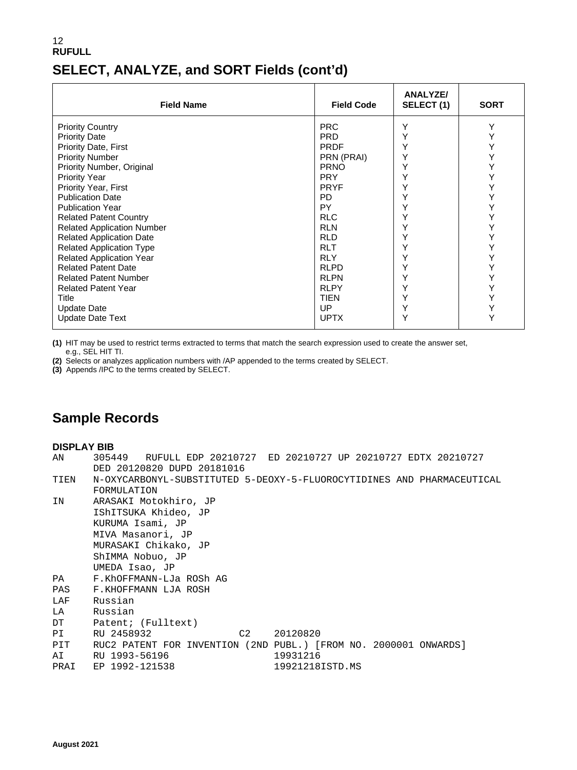## SELECT, ANALYZE, and SORT Fields (cont'd)

| Field Name | Field Code | ANALYZE/ SELECT (1) | SORT |
|---|---|---|---|
| Priority Country | PRC | Y | Y |
| Priority Date | PRD | Y | Y |
| Priority Date, First | PRDF | Y | Y |
| Priority Number | PRN (PRAI) | Y | Y |
| Priority Number, Original | PRNO | Y | Y |
| Priority Year | PRY | Y | Y |
| Priority Year, First | PRYF | Y | Y |
| Publication Date | PD | Y | Y |
| Publication Year | PY | Y | Y |
| Related Patent Country | RLC | Y | Y |
| Related Application Number | RLN | Y | Y |
| Related Application Date | RLD | Y | Y |
| Related Application Type | RLT | Y | Y |
| Related Application Year | RLY | Y | Y |
| Related Patent Date | RLPD | Y | Y |
| Related Patent Number | RLPN | Y | Y |
| Related Patent Year | RLPY | Y | Y |
| Title | TIEN | Y | Y |
| Update Date | UP | Y | Y |
| Update Date Text | UPTX | Y | Y |

**(1)** HIT may be used to restrict terms extracted to terms that match the search expression used to create the answer set, e.g., SEL HIT TI.

**(2)** Selects or analyzes application numbers with /AP appended to the terms created by SELECT.

**(3)** Appends /IPC to the terms created by SELECT.

## Sample Records

**DISPLAY BIB**

```
AN      305449   RUFULL EDP 20210727  ED 20210727 UP 20210727 EDTX 20210727
        DED 20120820 DUPD 20181016
TIEN    N-OXYCARBONYL-SUBSTITUTED 5-DEOXY-5-FLUOROCYTIDINES AND PHARMACEUTICAL
        FORMULATION
IN      ARASAKI Motokhiro, JP
        IShITSUKA Khideo, JP
        KURUMA Isami, JP
        MIVA Masanori, JP
        MURASAKI Chikako, JP
        ShIMMA Nobuo, JP
        UMEDA Isao, JP
PA      F.KhOFFMANN-LJa ROSh AG
PAS     F.KHOFFMANN LJA ROSH
LAF     Russian
LA      Russian
DT      Patent; (Fulltext)
PI      RU 2458932              C2    20120820
PIT     RUC2 PATENT FOR INVENTION (2ND PUBL.) [FROM NO. 2000001 ONWARDS]
AI      RU 1993-56196                 19931216
PRAI    EP 1992-121538                19921218ISTD.MS
```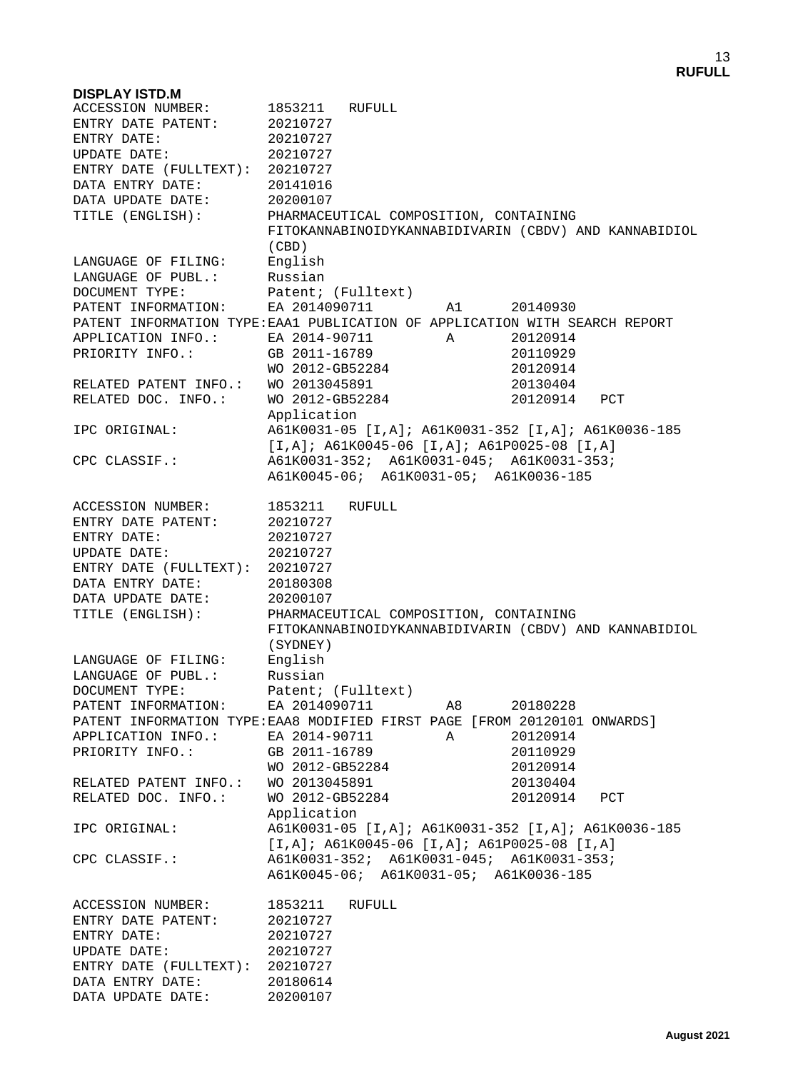**DISPLAY ISTD.M**

```
ACCESSION NUMBER:       1853211   RUFULL
ENTRY DATE PATENT:      20210727
ENTRY DATE:             20210727
UPDATE DATE:            20210727
ENTRY DATE (FULLTEXT):  20210727
DATA ENTRY DATE:        20141016
DATA UPDATE DATE:       20200107
TITLE (ENGLISH):        PHARMACEUTICAL COMPOSITION, CONTAINING
                        FITOKANNABINOIDYKANNABIDIVARIN (CBDV) AND KANNABIDIOL
                        (CBD)
LANGUAGE OF FILING:     English
LANGUAGE OF PUBL.:      Russian
DOCUMENT TYPE:          Patent; (Fulltext)
PATENT INFORMATION:     EA 2014090711        A1      20140930
PATENT INFORMATION TYPE:EAA1 PUBLICATION OF APPLICATION WITH SEARCH REPORT
APPLICATION INFO.:      EA 2014-90711        A       20120914
PRIORITY INFO.:         GB 2011-16789                20110929
                        WO 2012-GB52284              20120914
RELATED PATENT INFO.:   WO 2013045891                20130404
RELATED DOC. INFO.:     WO 2012-GB52284              20120914   PCT
                        Application
IPC ORIGINAL:           A61K0031-05 [I,A]; A61K0031-352 [I,A]; A61K0036-185
                        [I,A]; A61K0045-06 [I,A]; A61P0025-08 [I,A]
CPC CLASSIF.:           A61K0031-352;  A61K0031-045;  A61K0031-353;
                        A61K0045-06;  A61K0031-05;  A61K0036-185

ACCESSION NUMBER:       1853211   RUFULL
ENTRY DATE PATENT:      20210727
ENTRY DATE:             20210727
UPDATE DATE:            20210727
ENTRY DATE (FULLTEXT):  20210727
DATA ENTRY DATE:        20180308
DATA UPDATE DATE:       20200107
TITLE (ENGLISH):        PHARMACEUTICAL COMPOSITION, CONTAINING
                        FITOKANNABINOIDYKANNABIDIVARIN (CBDV) AND KANNABIDIOL
                        (SYDNEY)
LANGUAGE OF FILING:     English
LANGUAGE OF PUBL.:      Russian
DOCUMENT TYPE:          Patent; (Fulltext)
PATENT INFORMATION:     EA 2014090711        A8      20180228
PATENT INFORMATION TYPE:EAA8 MODIFIED FIRST PAGE [FROM 20120101 ONWARDS]
APPLICATION INFO.:      EA 2014-90711        A       20120914
PRIORITY INFO.:         GB 2011-16789                20110929
                        WO 2012-GB52284              20120914
RELATED PATENT INFO.:   WO 2013045891                20130404
RELATED DOC. INFO.:     WO 2012-GB52284              20120914   PCT
                        Application
IPC ORIGINAL:           A61K0031-05 [I,A]; A61K0031-352 [I,A]; A61K0036-185
                        [I,A]; A61K0045-06 [I,A]; A61P0025-08 [I,A]
CPC CLASSIF.:           A61K0031-352;  A61K0031-045;  A61K0031-353;
                        A61K0045-06;  A61K0031-05;  A61K0036-185

ACCESSION NUMBER:       1853211   RUFULL
ENTRY DATE PATENT:      20210727
ENTRY DATE:             20210727
UPDATE DATE:            20210727
ENTRY DATE (FULLTEXT):  20210727
DATA ENTRY DATE:        20180614
DATA UPDATE DATE:       20200107
```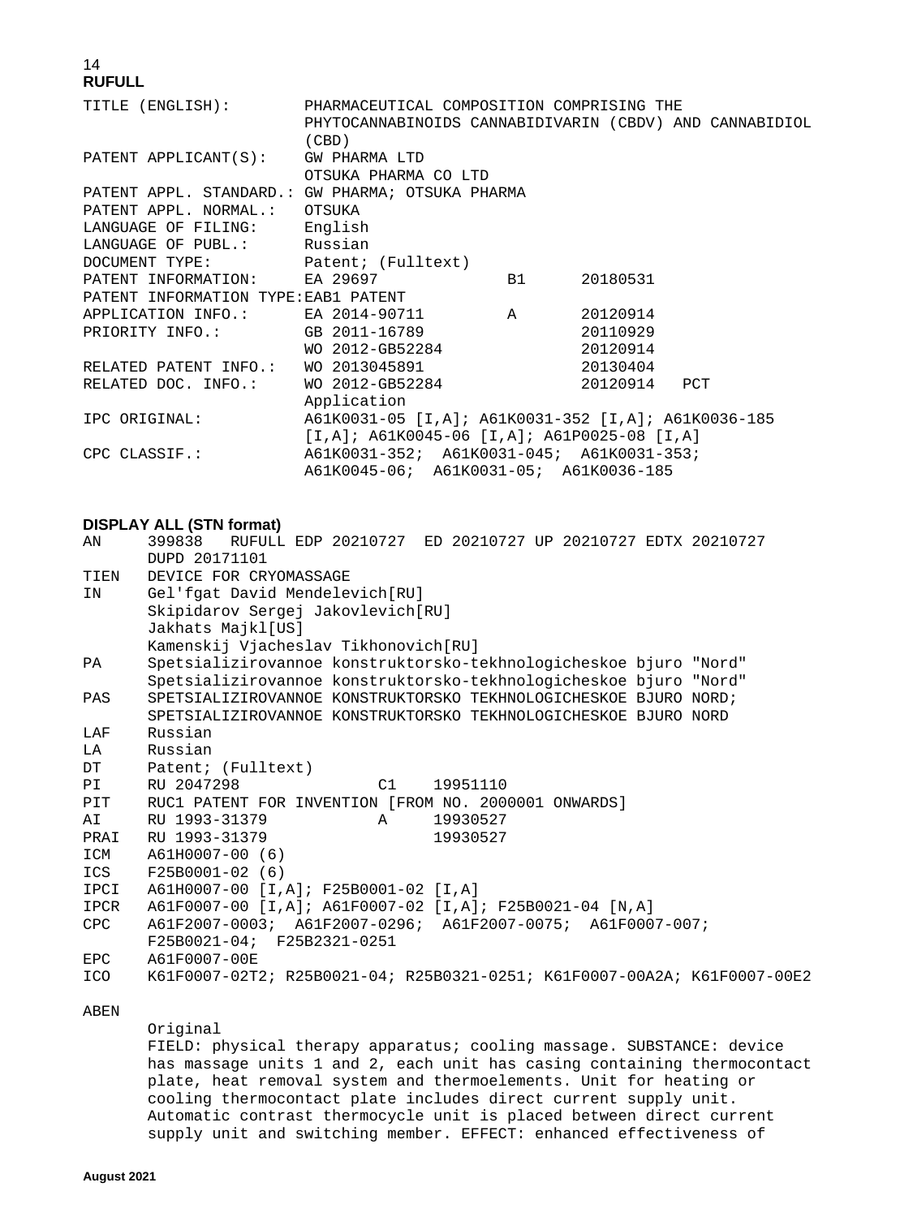**RUFULL**

```
TITLE (ENGLISH):        PHARMACEUTICAL COMPOSITION COMPRISING THE
                        PHYTOCANNABINOIDS CANNABIDIVARIN (CBDV) AND CANNABIDIOL
                        (CBD)
PATENT APPLICANT(S):    GW PHARMA LTD
                        OTSUKA PHARMA CO LTD
PATENT APPL. STANDARD.: GW PHARMA; OTSUKA PHARMA
PATENT APPL. NORMAL.:   OTSUKA
LANGUAGE OF FILING:     English
LANGUAGE OF PUBL.:      Russian
DOCUMENT TYPE:          Patent; (Fulltext)
PATENT INFORMATION:     EA 29697             B1      20180531
PATENT INFORMATION TYPE:EAB1 PATENT
APPLICATION INFO.:      EA 2014-90711        A       20120914
PRIORITY INFO.:         GB 2011-16789                20110929
                        WO 2012-GB52284              20120914
RELATED PATENT INFO.:   WO 2013045891                20130404
RELATED DOC. INFO.:     WO 2012-GB52284              20120914   PCT
                        Application
IPC ORIGINAL:           A61K0031-05 [I,A]; A61K0031-352 [I,A]; A61K0036-185
                        [I,A]; A61K0045-06 [I,A]; A61P0025-08 [I,A]
CPC CLASSIF.:           A61K0031-352;  A61K0031-045;  A61K0031-353;
                        A61K0045-06;  A61K0031-05;  A61K0036-185
```

**DISPLAY ALL (STN format)**

```
AN      399838   RUFULL EDP 20210727  ED 20210727 UP 20210727 EDTX 20210727
        DUPD 20171101
TIEN    DEVICE FOR CRYOMASSAGE
IN      Gel'fgat David Mendelevich[RU]
        Skipidarov Sergej Jakovlevich[RU]
        Jakhats Majkl[US]
        Kamenskij Vjacheslav Tikhonovich[RU]
PA      Spetsializirovannoe konstruktorsko-tekhnologicheskoe bjuro "Nord"
        Spetsializirovannoe konstruktorsko-tekhnologicheskoe bjuro "Nord"
PAS     SPETSIALIZIROVANNOE KONSTRUKTORSKO TEKHNOLOGICHESKOE BJURO NORD;
        SPETSIALIZIROVANNOE KONSTRUKTORSKO TEKHNOLOGICHESKOE BJURO NORD
LAF     Russian
LA      Russian
DT      Patent; (Fulltext)
PI      RU 2047298              C1    19951110
PIT     RUC1 PATENT FOR INVENTION [FROM NO. 2000001 ONWARDS]
AI      RU 1993-31379           A     19930527
PRAI    RU 1993-31379                 19930527
ICM     A61H0007-00 (6)
ICS     F25B0001-02 (6)
IPCI    A61H0007-00 [I,A]; F25B0001-02 [I,A]
IPCR    A61F0007-00 [I,A]; A61F0007-02 [I,A]; F25B0021-04 [N,A]
CPC     A61F2007-0003;  A61F2007-0296;  A61F2007-0075;  A61F0007-007;
        F25B0021-04;  F25B2321-0251
EPC     A61F0007-00E
ICO     K61F0007-02T2; R25B0021-04; R25B0321-0251; K61F0007-00A2A; K61F0007-00E2

ABEN
        Original
        FIELD: physical therapy apparatus; cooling massage. SUBSTANCE: device
        has massage units 1 and 2, each unit has casing containing thermocontact
        plate, heat removal system and thermoelements. Unit for heating or
        cooling thermocontact plate includes direct current supply unit.
        Automatic contrast thermocycle unit is placed between direct current
        supply unit and switching member. EFFECT: enhanced effectiveness of
```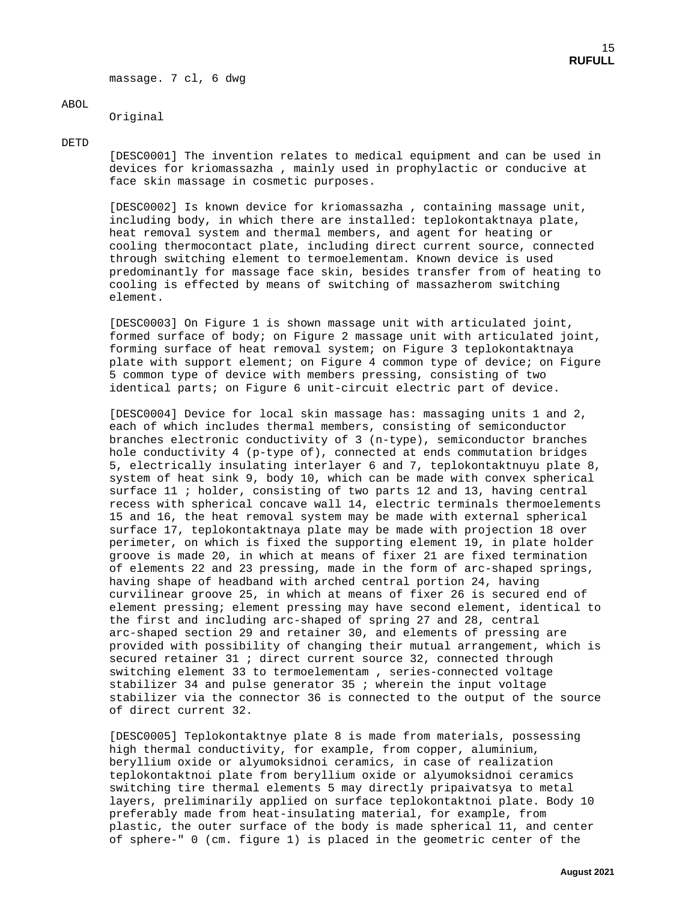massage. 7 cl, 6 dwg

ABOL

Original

DETD

[DESC0001] The invention relates to medical equipment and can be used in devices for kriomassazha , mainly used in prophylactic or conducive at face skin massage in cosmetic purposes.

[DESC0002] Is known device for kriomassazha , containing massage unit, including body, in which there are installed: teplokontaktnaya plate, heat removal system and thermal members, and agent for heating or cooling thermocontact plate, including direct current source, connected through switching element to termoelementam. Known device is used predominantly for massage face skin, besides transfer from of heating to cooling is effected by means of switching of massazherom switching element.

[DESC0003] On Figure 1 is shown massage unit with articulated joint, formed surface of body; on Figure 2 massage unit with articulated joint, forming surface of heat removal system; on Figure 3 teplokontaktnaya plate with support element; on Figure 4 common type of device; on Figure 5 common type of device with members pressing, consisting of two identical parts; on Figure 6 unit-circuit electric part of device.

[DESC0004] Device for local skin massage has: massaging units 1 and 2, each of which includes thermal members, consisting of semiconductor branches electronic conductivity of 3 (n-type), semiconductor branches hole conductivity 4 (p-type of), connected at ends commutation bridges 5, electrically insulating interlayer 6 and 7, teplokontaktnuyu plate 8, system of heat sink 9, body 10, which can be made with convex spherical surface 11 ; holder, consisting of two parts 12 and 13, having central recess with spherical concave wall 14, electric terminals thermoelements 15 and 16, the heat removal system may be made with external spherical surface 17, teplokontaktnaya plate may be made with projection 18 over perimeter, on which is fixed the supporting element 19, in plate holder groove is made 20, in which at means of fixer 21 are fixed termination of elements 22 and 23 pressing, made in the form of arc-shaped springs, having shape of headband with arched central portion 24, having curvilinear groove 25, in which at means of fixer 26 is secured end of element pressing; element pressing may have second element, identical to the first and including arc-shaped of spring 27 and 28, central arc-shaped section 29 and retainer 30, and elements of pressing are provided with possibility of changing their mutual arrangement, which is secured retainer 31 ; direct current source 32, connected through switching element 33 to termoelementam , series-connected voltage stabilizer 34 and pulse generator 35 ; wherein the input voltage stabilizer via the connector 36 is connected to the output of the source of direct current 32.

[DESC0005] Teplokontaktnye plate 8 is made from materials, possessing high thermal conductivity, for example, from copper, aluminium, beryllium oxide or alyumoksidnoi ceramics, in case of realization teplokontaktnoi plate from beryllium oxide or alyumoksidnoi ceramics switching tire thermal elements 5 may directly pripaivatsya to metal layers, preliminarily applied on surface teplokontaktnoi plate. Body 10 preferably made from heat-insulating material, for example, from plastic, the outer surface of the body is made spherical 11, and center of sphere-" 0 (cm. figure 1) is placed in the geometric center of the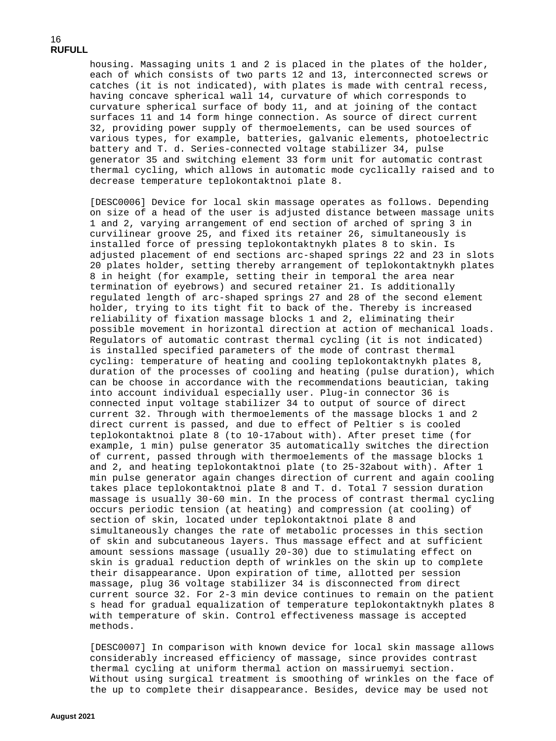housing. Massaging units 1 and 2 is placed in the plates of the holder, each of which consists of two parts 12 and 13, interconnected screws or catches (it is not indicated), with plates is made with central recess, having concave spherical wall 14, curvature of which corresponds to curvature spherical surface of body 11, and at joining of the contact surfaces 11 and 14 form hinge connection. As source of direct current 32, providing power supply of thermoelements, can be used sources of various types, for example, batteries, galvanic elements, photoelectric battery and T. d. Series-connected voltage stabilizer 34, pulse generator 35 and switching element 33 form unit for automatic contrast thermal cycling, which allows in automatic mode cyclically raised and to decrease temperature teplokontaktnoi plate 8.

[DESC0006] Device for local skin massage operates as follows. Depending on size of a head of the user is adjusted distance between massage units 1 and 2, varying arrangement of end section of arched of spring 3 in curvilinear groove 25, and fixed its retainer 26, simultaneously is installed force of pressing teplokontaktnykh plates 8 to skin. Is adjusted placement of end sections arc-shaped springs 22 and 23 in slots 20 plates holder, setting thereby arrangement of teplokontaktnykh plates 8 in height (for example, setting their in temporal the area near termination of eyebrows) and secured retainer 21. Is additionally regulated length of arc-shaped springs 27 and 28 of the second element holder, trying to its tight fit to back of the. Thereby is increased reliability of fixation massage blocks 1 and 2, eliminating their possible movement in horizontal direction at action of mechanical loads. Regulators of automatic contrast thermal cycling (it is not indicated) is installed specified parameters of the mode of contrast thermal cycling: temperature of heating and cooling teplokontaktnykh plates 8, duration of the processes of cooling and heating (pulse duration), which can be choose in accordance with the recommendations beautician, taking into account individual especially user. Plug-in connector 36 is connected input voltage stabilizer 34 to output of source of direct current 32. Through with thermoelements of the massage blocks 1 and 2 direct current is passed, and due to effect of Peltier s is cooled teplokontaktnoi plate 8 (to 10-17about with). After preset time (for example, 1 min) pulse generator 35 automatically switches the direction of current, passed through with thermoelements of the massage blocks 1 and 2, and heating teplokontaktnoi plate (to 25-32about with). After 1 min pulse generator again changes direction of current and again cooling takes place teplokontaktnoi plate 8 and T. d. Total 7 session duration massage is usually 30-60 min. In the process of contrast thermal cycling occurs periodic tension (at heating) and compression (at cooling) of section of skin, located under teplokontaktnoi plate 8 and simultaneously changes the rate of metabolic processes in this section of skin and subcutaneous layers. Thus massage effect and at sufficient amount sessions massage (usually 20-30) due to stimulating effect on skin is gradual reduction depth of wrinkles on the skin up to complete their disappearance. Upon expiration of time, allotted per session massage, plug 36 voltage stabilizer 34 is disconnected from direct current source 32. For 2-3 min device continues to remain on the patient s head for gradual equalization of temperature teplokontaktnykh plates 8 with temperature of skin. Control effectiveness massage is accepted methods.

[DESC0007] In comparison with known device for local skin massage allows considerably increased efficiency of massage, since provides contrast thermal cycling at uniform thermal action on massiruemyi section. Without using surgical treatment is smoothing of wrinkles on the face of the up to complete their disappearance. Besides, device may be used not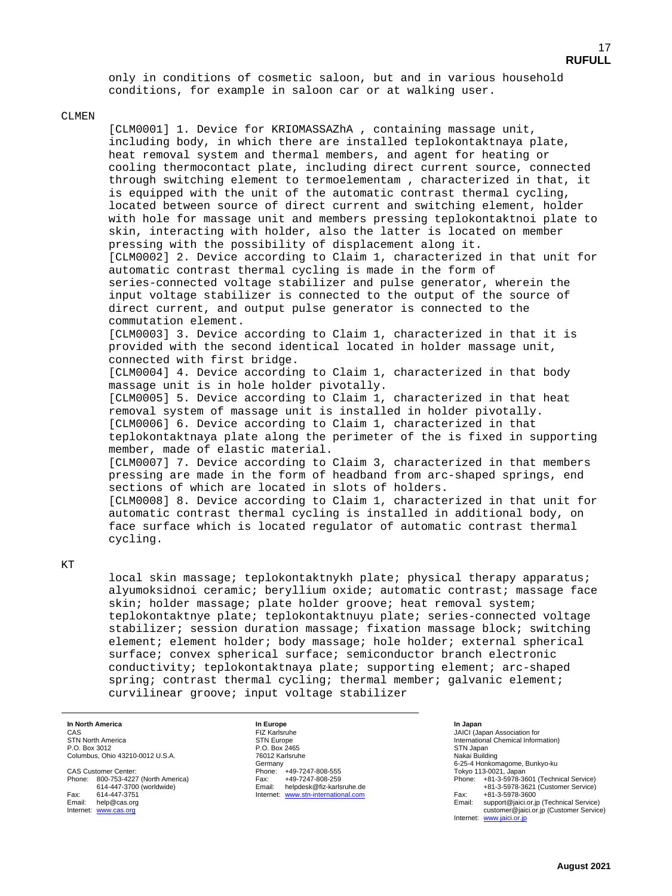only in conditions of cosmetic saloon, but and in various household conditions, for example in saloon car or at walking user.

CLMEN

[CLM0001] 1. Device for KRIOMASSAZhA , containing massage unit, including body, in which there are installed teplokontaktnaya plate, heat removal system and thermal members, and agent for heating or cooling thermocontact plate, including direct current source, connected through switching element to termoelementam , characterized in that, it is equipped with the unit of the automatic contrast thermal cycling, located between source of direct current and switching element, holder with hole for massage unit and members pressing teplokontaktnoi plate to skin, interacting with holder, also the latter is located on member pressing with the possibility of displacement along it.
[CLM0002] 2. Device according to Claim 1, characterized in that unit for automatic contrast thermal cycling is made in the form of series-connected voltage stabilizer and pulse generator, wherein the input voltage stabilizer is connected to the output of the source of direct current, and output pulse generator is connected to the commutation element.
[CLM0003] 3. Device according to Claim 1, characterized in that it is provided with the second identical located in holder massage unit, connected with first bridge.
[CLM0004] 4. Device according to Claim 1, characterized in that body massage unit is in hole holder pivotally.
[CLM0005] 5. Device according to Claim 1, characterized in that heat removal system of massage unit is installed in holder pivotally.
[CLM0006] 6. Device according to Claim 1, characterized in that teplokontaktnaya plate along the perimeter of the is fixed in supporting member, made of elastic material.
[CLM0007] 7. Device according to Claim 3, characterized in that members pressing are made in the form of headband from arc-shaped springs, end sections of which are located in slots of holders.
[CLM0008] 8. Device according to Claim 1, characterized in that unit for automatic contrast thermal cycling is installed in additional body, on face surface which is located regulator of automatic contrast thermal cycling.

KT

local skin massage; teplokontaktnykh plate; physical therapy apparatus; alyumoksidnoi ceramic; beryllium oxide; automatic contrast; massage face skin; holder massage; plate holder groove; heat removal system; teplokontaktnye plate; teplokontaktnuyu plate; series-connected voltage stabilizer; session duration massage; fixation massage block; switching element; element holder; body massage; hole holder; external spherical surface; convex spherical surface; semiconductor branch electronic conductivity; teplokontaktnaya plate; supporting element; arc-shaped spring; contrast thermal cycling; thermal member; galvanic element; curvilinear groove; input voltage stabilizer

**In North America**
CAS
STN North America
P.O. Box 3012
Columbus, Ohio 43210-0012 U.S.A.

CAS Customer Center:
Phone: 800-753-4227 (North America)
614-447-3700 (worldwide)
Fax: 614-447-3751
Email: help@cas.org
Internet: www.cas.org

**In Europe**
FIZ Karlsruhe
STN Europe
P.O. Box 2465
76012 Karlsruhe
Germany
Phone: +49-7247-808-555
Fax: +49-7247-808-259
Email: helpdesk@fiz-karlsruhe.de
Internet: www.stn-international.com

**In Japan**
JAICI (Japan Association for International Chemical Information)
STN Japan
Nakai Building
6-25-4 Honkomagome, Bunkyo-ku
Tokyo 113-0021, Japan
Phone: +81-3-5978-3601 (Technical Service)
+81-3-5978-3621 (Customer Service)
Fax: +81-3-5978-3600
Email: support@jaici.or.jp (Technical Service)
customer@jaici.or.jp (Customer Service)
Internet: www.jaici.or.jp